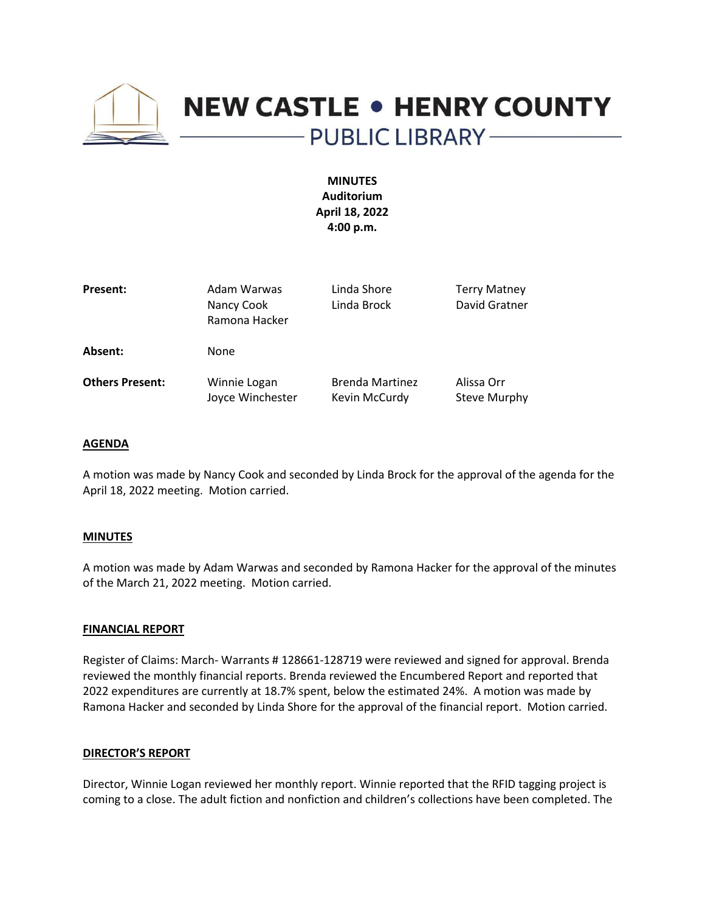# NEW CASTLE • HENRY COUNTY

## PUBLIC LIBRARY

**MINUTES**
**Auditorium**
**April 18, 2022**
**4:00 p.m.**

| | | | |
|---|---|---|---|
| **Present:** | Adam Warwas<br>Nancy Cook<br>Ramona Hacker | Linda Shore<br>Linda Brock | Terry Matney<br>David Gratner |
| **Absent:** | None | | |
| **Others Present:** | Winnie Logan<br>Joyce Winchester | Brenda Martinez<br>Kevin McCurdy | Alissa Orr<br>Steve Murphy |

**AGENDA**

A motion was made by Nancy Cook and seconded by Linda Brock for the approval of the agenda for the April 18, 2022 meeting. Motion carried.

**MINUTES**

A motion was made by Adam Warwas and seconded by Ramona Hacker for the approval of the minutes of the March 21, 2022 meeting. Motion carried.

**FINANCIAL REPORT**

Register of Claims: March- Warrants # 128661-128719 were reviewed and signed for approval. Brenda reviewed the monthly financial reports. Brenda reviewed the Encumbered Report and reported that 2022 expenditures are currently at 18.7% spent, below the estimated 24%. A motion was made by Ramona Hacker and seconded by Linda Shore for the approval of the financial report. Motion carried.

**DIRECTOR'S REPORT**

Director, Winnie Logan reviewed her monthly report. Winnie reported that the RFID tagging project is coming to a close. The adult fiction and nonfiction and children's collections have been completed. The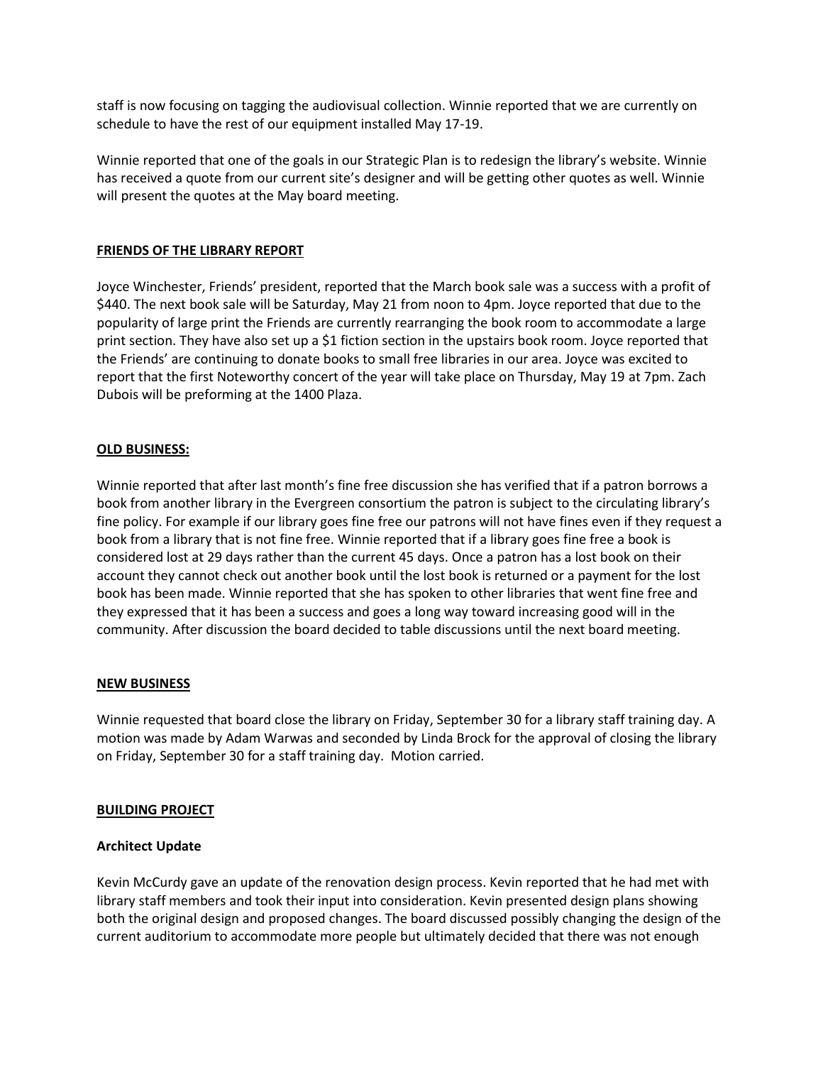staff is now focusing on tagging the audiovisual collection. Winnie reported that we are currently on schedule to have the rest of our equipment installed May 17-19.

Winnie reported that one of the goals in our Strategic Plan is to redesign the library's website. Winnie has received a quote from our current site's designer and will be getting other quotes as well. Winnie will present the quotes at the May board meeting.

## FRIENDS OF THE LIBRARY REPORT

Joyce Winchester, Friends' president, reported that the March book sale was a success with a profit of $440. The next book sale will be Saturday, May 21 from noon to 4pm. Joyce reported that due to the popularity of large print the Friends are currently rearranging the book room to accommodate a large print section. They have also set up a $1 fiction section in the upstairs book room. Joyce reported that the Friends' are continuing to donate books to small free libraries in our area. Joyce was excited to report that the first Noteworthy concert of the year will take place on Thursday, May 19 at 7pm. Zach Dubois will be preforming at the 1400 Plaza.

## OLD BUSINESS:

Winnie reported that after last month's fine free discussion she has verified that if a patron borrows a book from another library in the Evergreen consortium the patron is subject to the circulating library's fine policy. For example if our library goes fine free our patrons will not have fines even if they request a book from a library that is not fine free. Winnie reported that if a library goes fine free a book is considered lost at 29 days rather than the current 45 days. Once a patron has a lost book on their account they cannot check out another book until the lost book is returned or a payment for the lost book has been made. Winnie reported that she has spoken to other libraries that went fine free and they expressed that it has been a success and goes a long way toward increasing good will in the community. After discussion the board decided to table discussions until the next board meeting.

## NEW BUSINESS

Winnie requested that board close the library on Friday, September 30 for a library staff training day. A motion was made by Adam Warwas and seconded by Linda Brock for the approval of closing the library on Friday, September 30 for a staff training day. Motion carried.

## BUILDING PROJECT

### Architect Update

Kevin McCurdy gave an update of the renovation design process. Kevin reported that he had met with library staff members and took their input into consideration. Kevin presented design plans showing both the original design and proposed changes. The board discussed possibly changing the design of the current auditorium to accommodate more people but ultimately decided that there was not enough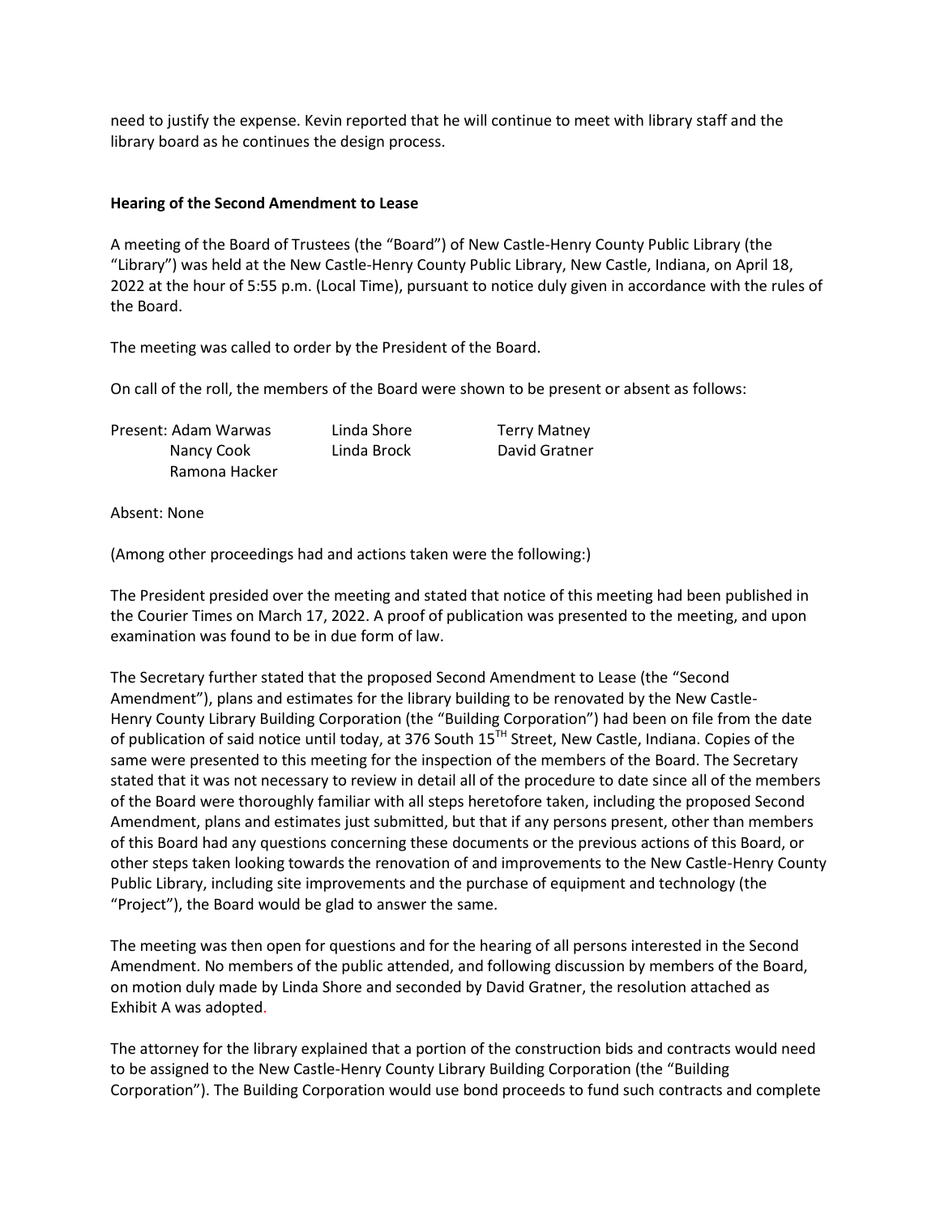need to justify the expense. Kevin reported that he will continue to meet with library staff and the library board as he continues the design process.

**Hearing of the Second Amendment to Lease**

A meeting of the Board of Trustees (the "Board") of New Castle-Henry County Public Library (the "Library") was held at the New Castle-Henry County Public Library, New Castle, Indiana, on April 18, 2022 at the hour of 5:55 p.m. (Local Time), pursuant to notice duly given in accordance with the rules of the Board.

The meeting was called to order by the President of the Board.

On call of the roll, the members of the Board were shown to be present or absent as follows:

| Present: Adam Warwas | Linda Shore | Terry Matney |
|---|---|---|
| Nancy Cook | Linda Brock | David Gratner |
| Ramona Hacker | | |

Absent: None

(Among other proceedings had and actions taken were the following:)

The President presided over the meeting and stated that notice of this meeting had been published in the Courier Times on March 17, 2022. A proof of publication was presented to the meeting, and upon examination was found to be in due form of law.

The Secretary further stated that the proposed Second Amendment to Lease (the "Second Amendment"), plans and estimates for the library building to be renovated by the New Castle-Henry County Library Building Corporation (the "Building Corporation") had been on file from the date of publication of said notice until today, at 376 South 15TH Street, New Castle, Indiana. Copies of the same were presented to this meeting for the inspection of the members of the Board. The Secretary stated that it was not necessary to review in detail all of the procedure to date since all of the members of the Board were thoroughly familiar with all steps heretofore taken, including the proposed Second Amendment, plans and estimates just submitted, but that if any persons present, other than members of this Board had any questions concerning these documents or the previous actions of this Board, or other steps taken looking towards the renovation of and improvements to the New Castle-Henry County Public Library, including site improvements and the purchase of equipment and technology (the "Project"), the Board would be glad to answer the same.

The meeting was then open for questions and for the hearing of all persons interested in the Second Amendment. No members of the public attended, and following discussion by members of the Board, on motion duly made by Linda Shore and seconded by David Gratner, the resolution attached as Exhibit A was adopted.

The attorney for the library explained that a portion of the construction bids and contracts would need to be assigned to the New Castle-Henry County Library Building Corporation (the "Building Corporation"). The Building Corporation would use bond proceeds to fund such contracts and complete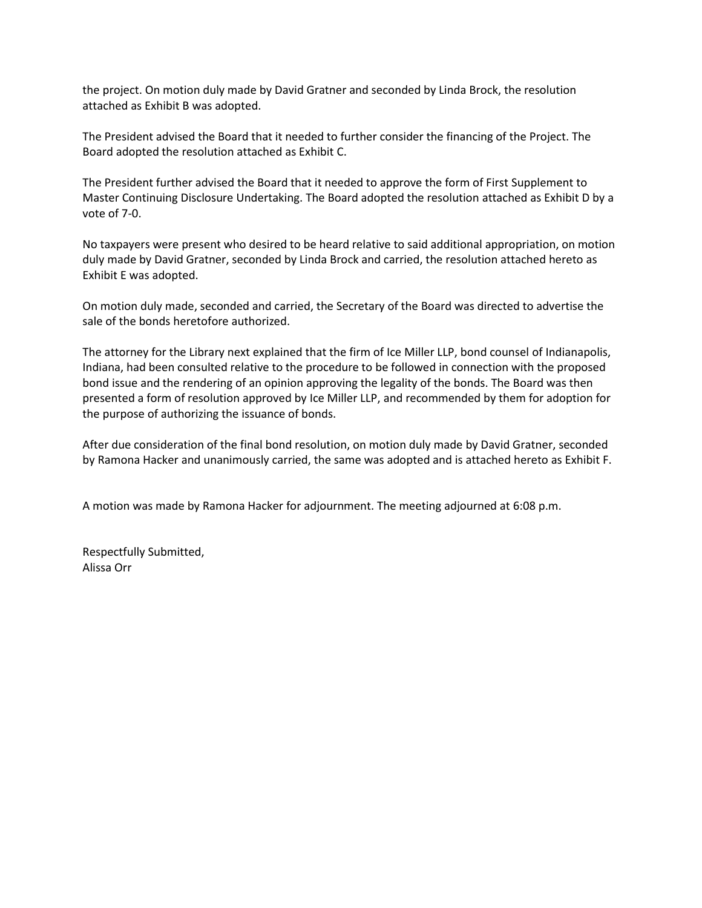the project. On motion duly made by David Gratner and seconded by Linda Brock, the resolution attached as Exhibit B was adopted.

The President advised the Board that it needed to further consider the financing of the Project. The Board adopted the resolution attached as Exhibit C.

The President further advised the Board that it needed to approve the form of First Supplement to Master Continuing Disclosure Undertaking. The Board adopted the resolution attached as Exhibit D by a vote of 7-0.

No taxpayers were present who desired to be heard relative to said additional appropriation, on motion duly made by David Gratner, seconded by Linda Brock and carried, the resolution attached hereto as Exhibit E was adopted.

On motion duly made, seconded and carried, the Secretary of the Board was directed to advertise the sale of the bonds heretofore authorized.

The attorney for the Library next explained that the firm of Ice Miller LLP, bond counsel of Indianapolis, Indiana, had been consulted relative to the procedure to be followed in connection with the proposed bond issue and the rendering of an opinion approving the legality of the bonds. The Board was then presented a form of resolution approved by Ice Miller LLP, and recommended by them for adoption for the purpose of authorizing the issuance of bonds.

After due consideration of the final bond resolution, on motion duly made by David Gratner, seconded by Ramona Hacker and unanimously carried, the same was adopted and is attached hereto as Exhibit F.

A motion was made by Ramona Hacker for adjournment. The meeting adjourned at 6:08 p.m.

Respectfully Submitted,
Alissa Orr